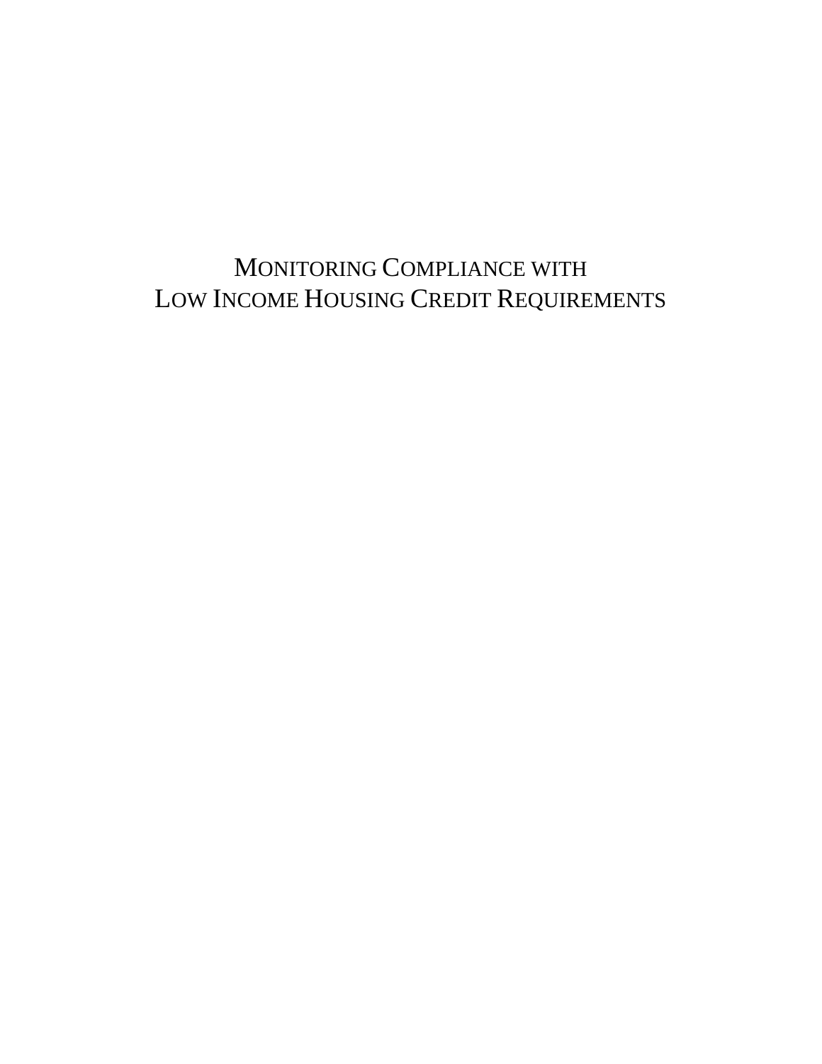# MONITORING COMPLIANCE WITH LOW INCOME HOUSING CREDIT REQUIREMENTS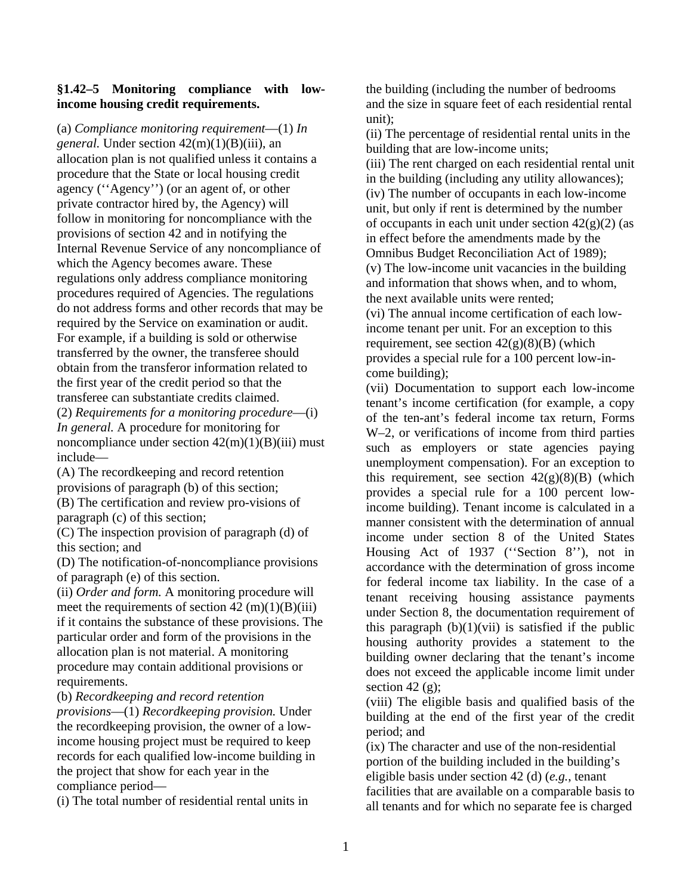**§1.42–5 Monitoring compliance with low-income housing credit requirements.**

(a) *Compliance monitoring requirement*—(1) *In general.* Under section 42(m)(1)(B)(iii), an allocation plan is not qualified unless it contains a procedure that the State or local housing credit agency (''Agency'') (or an agent of, or other private contractor hired by, the Agency) will follow in monitoring for noncompliance with the provisions of section 42 and in notifying the Internal Revenue Service of any noncompliance of which the Agency becomes aware. These regulations only address compliance monitoring procedures required of Agencies. The regulations do not address forms and other records that may be required by the Service on examination or audit. For example, if a building is sold or otherwise transferred by the owner, the transferee should obtain from the transferor information related to the first year of the credit period so that the transferee can substantiate credits claimed.

(2) *Requirements for a monitoring procedure*—(i) *In general.* A procedure for monitoring for noncompliance under section 42(m)(1)(B)(iii) must include—

(A) The recordkeeping and record retention provisions of paragraph (b) of this section;

(B) The certification and review pro-visions of paragraph (c) of this section;

(C) The inspection provision of paragraph (d) of this section; and

(D) The notification-of-noncompliance provisions of paragraph (e) of this section.

(ii) *Order and form.* A monitoring procedure will meet the requirements of section 42 (m)(1)(B)(iii) if it contains the substance of these provisions. The particular order and form of the provisions in the allocation plan is not material. A monitoring procedure may contain additional provisions or requirements.

(b) *Recordkeeping and record retention provisions*—(1) *Recordkeeping provision.* Under the recordkeeping provision, the owner of a low-income housing project must be required to keep records for each qualified low-income building in the project that show for each year in the compliance period—

(i) The total number of residential rental units in the building (including the number of bedrooms and the size in square feet of each residential rental unit);

(ii) The percentage of residential rental units in the building that are low-income units;

(iii) The rent charged on each residential rental unit in the building (including any utility allowances);

(iv) The number of occupants in each low-income unit, but only if rent is determined by the number of occupants in each unit under section 42(g)(2) (as in effect before the amendments made by the Omnibus Budget Reconciliation Act of 1989);

(v) The low-income unit vacancies in the building and information that shows when, and to whom, the next available units were rented;

(vi) The annual income certification of each low-income tenant per unit. For an exception to this requirement, see section 42(g)(8)(B) (which provides a special rule for a 100 percent low-in-come building);

(vii) Documentation to support each low-income tenant's income certification (for example, a copy of the ten-ant's federal income tax return, Forms W–2, or verifications of income from third parties such as employers or state agencies paying unemployment compensation). For an exception to this requirement, see section 42(g)(8)(B) (which provides a special rule for a 100 percent low-income building). Tenant income is calculated in a manner consistent with the determination of annual income under section 8 of the United States Housing Act of 1937 (''Section 8''), not in accordance with the determination of gross income for federal income tax liability. In the case of a tenant receiving housing assistance payments under Section 8, the documentation requirement of this paragraph (b)(1)(vii) is satisfied if the public housing authority provides a statement to the building owner declaring that the tenant's income does not exceed the applicable income limit under section 42 (g);

(viii) The eligible basis and qualified basis of the building at the end of the first year of the credit period; and

(ix) The character and use of the non-residential portion of the building included in the building's eligible basis under section 42 (d) (*e.g.*, tenant facilities that are available on a comparable basis to all tenants and for which no separate fee is charged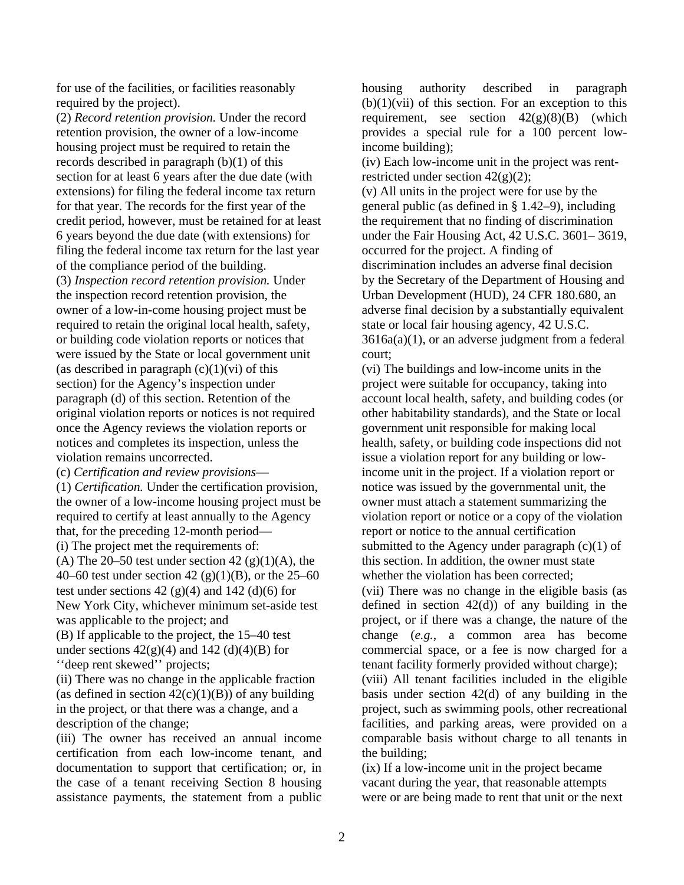for use of the facilities, or facilities reasonably required by the project).

(2) *Record retention provision.* Under the record retention provision, the owner of a low-income housing project must be required to retain the records described in paragraph (b)(1) of this section for at least 6 years after the due date (with extensions) for filing the federal income tax return for that year. The records for the first year of the credit period, however, must be retained for at least 6 years beyond the due date (with extensions) for filing the federal income tax return for the last year of the compliance period of the building.

(3) *Inspection record retention provision.* Under the inspection record retention provision, the owner of a low-in-come housing project must be required to retain the original local health, safety, or building code violation reports or notices that were issued by the State or local government unit (as described in paragraph (c)(1)(vi) of this section) for the Agency's inspection under paragraph (d) of this section. Retention of the original violation reports or notices is not required once the Agency reviews the violation reports or notices and completes its inspection, unless the violation remains uncorrected.

(c) *Certification and review provisions*—

(1) *Certification.* Under the certification provision, the owner of a low-income housing project must be required to certify at least annually to the Agency that, for the preceding 12-month period—

(i) The project met the requirements of:

(A) The 20–50 test under section 42 (g)(1)(A), the 40–60 test under section 42 (g)(1)(B), or the 25–60 test under sections 42 (g)(4) and 142 (d)(6) for New York City, whichever minimum set-aside test was applicable to the project; and

(B) If applicable to the project, the 15–40 test under sections 42(g)(4) and 142 (d)(4)(B) for ''deep rent skewed'' projects;

(ii) There was no change in the applicable fraction (as defined in section 42(c)(1)(B)) of any building in the project, or that there was a change, and a description of the change;

(iii) The owner has received an annual income certification from each low-income tenant, and documentation to support that certification; or, in the case of a tenant receiving Section 8 housing assistance payments, the statement from a public housing authority described in paragraph (b)(1)(vii) of this section. For an exception to this requirement, see section 42(g)(8)(B) (which provides a special rule for a 100 percent low-income building);

(iv) Each low-income unit in the project was rent-restricted under section 42(g)(2);

(v) All units in the project were for use by the general public (as defined in § 1.42–9), including the requirement that no finding of discrimination under the Fair Housing Act, 42 U.S.C. 3601– 3619, occurred for the project. A finding of discrimination includes an adverse final decision by the Secretary of the Department of Housing and Urban Development (HUD), 24 CFR 180.680, an adverse final decision by a substantially equivalent state or local fair housing agency, 42 U.S.C. 3616a(a)(1), or an adverse judgment from a federal court;

(vi) The buildings and low-income units in the project were suitable for occupancy, taking into account local health, safety, and building codes (or other habitability standards), and the State or local government unit responsible for making local health, safety, or building code inspections did not issue a violation report for any building or low-income unit in the project. If a violation report or notice was issued by the governmental unit, the owner must attach a statement summarizing the violation report or notice or a copy of the violation report or notice to the annual certification submitted to the Agency under paragraph (c)(1) of this section. In addition, the owner must state whether the violation has been corrected;

(vii) There was no change in the eligible basis (as defined in section 42(d)) of any building in the project, or if there was a change, the nature of the change (*e.g.*, a common area has become commercial space, or a fee is now charged for a tenant facility formerly provided without charge);

(viii) All tenant facilities included in the eligible basis under section 42(d) of any building in the project, such as swimming pools, other recreational facilities, and parking areas, were provided on a comparable basis without charge to all tenants in the building;

(ix) If a low-income unit in the project became vacant during the year, that reasonable attempts were or are being made to rent that unit or the next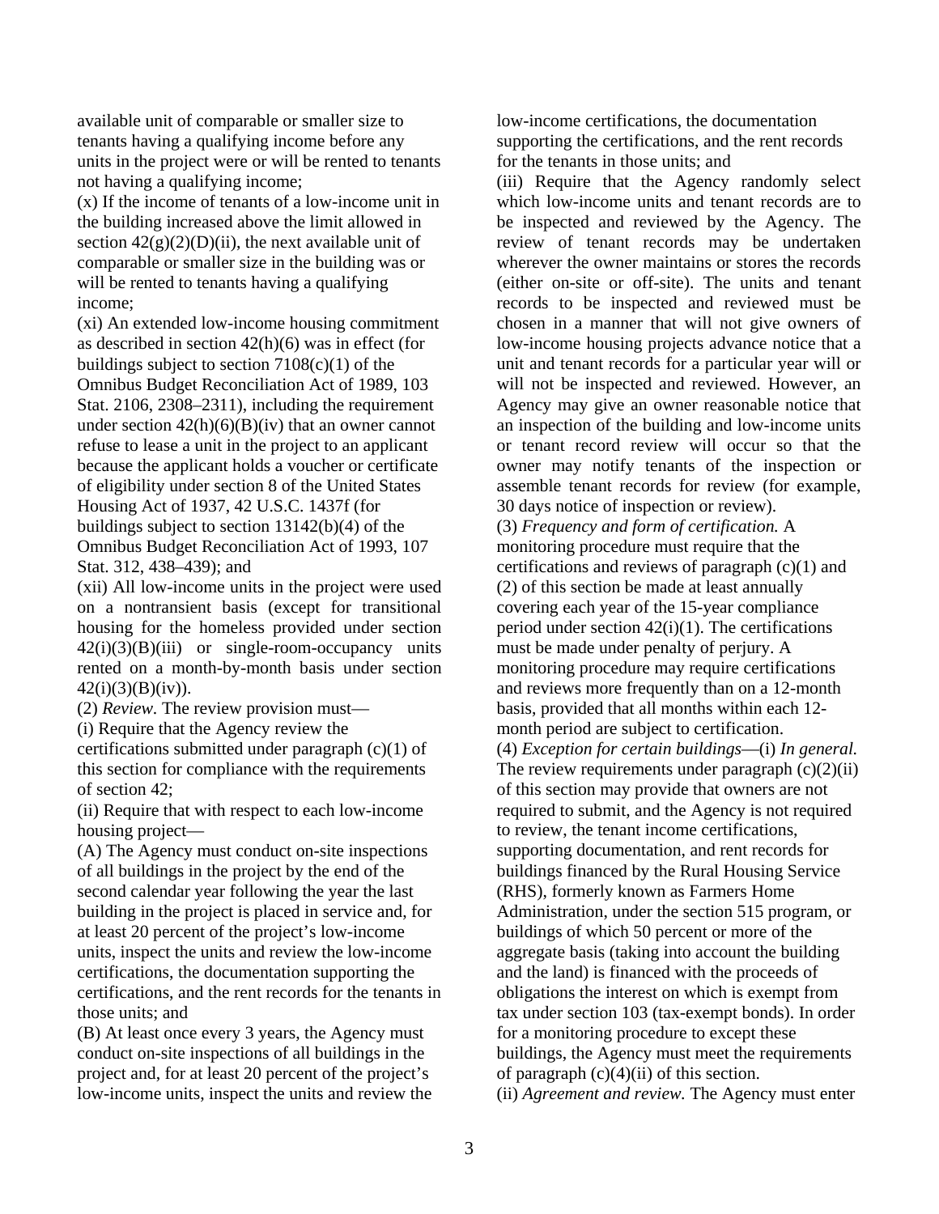available unit of comparable or smaller size to tenants having a qualifying income before any units in the project were or will be rented to tenants not having a qualifying income;

(x) If the income of tenants of a low-income unit in the building increased above the limit allowed in section 42(g)(2)(D)(ii), the next available unit of comparable or smaller size in the building was or will be rented to tenants having a qualifying income;

(xi) An extended low-income housing commitment as described in section 42(h)(6) was in effect (for buildings subject to section 7108(c)(1) of the Omnibus Budget Reconciliation Act of 1989, 103 Stat. 2106, 2308–2311), including the requirement under section 42(h)(6)(B)(iv) that an owner cannot refuse to lease a unit in the project to an applicant because the applicant holds a voucher or certificate of eligibility under section 8 of the United States Housing Act of 1937, 42 U.S.C. 1437f (for buildings subject to section 13142(b)(4) of the Omnibus Budget Reconciliation Act of 1993, 107 Stat. 312, 438–439); and

(xii) All low-income units in the project were used on a nontransient basis (except for transitional housing for the homeless provided under section 42(i)(3)(B)(iii) or single-room-occupancy units rented on a month-by-month basis under section 42(i)(3)(B)(iv)).

(2) *Review.* The review provision must—

(i) Require that the Agency review the certifications submitted under paragraph (c)(1) of this section for compliance with the requirements of section 42;

(ii) Require that with respect to each low-income housing project—

(A) The Agency must conduct on-site inspections of all buildings in the project by the end of the second calendar year following the year the last building in the project is placed in service and, for at least 20 percent of the project's low-income units, inspect the units and review the low-income certifications, the documentation supporting the certifications, and the rent records for the tenants in those units; and

(B) At least once every 3 years, the Agency must conduct on-site inspections of all buildings in the project and, for at least 20 percent of the project's low-income units, inspect the units and review the low-income certifications, the documentation supporting the certifications, and the rent records for the tenants in those units; and

(iii) Require that the Agency randomly select which low-income units and tenant records are to be inspected and reviewed by the Agency. The review of tenant records may be undertaken wherever the owner maintains or stores the records (either on-site or off-site). The units and tenant records to be inspected and reviewed must be chosen in a manner that will not give owners of low-income housing projects advance notice that a unit and tenant records for a particular year will or will not be inspected and reviewed. However, an Agency may give an owner reasonable notice that an inspection of the building and low-income units or tenant record review will occur so that the owner may notify tenants of the inspection or assemble tenant records for review (for example, 30 days notice of inspection or review).

(3) *Frequency and form of certification.* A monitoring procedure must require that the certifications and reviews of paragraph (c)(1) and (2) of this section be made at least annually covering each year of the 15-year compliance period under section 42(i)(1). The certifications must be made under penalty of perjury. A monitoring procedure may require certifications and reviews more frequently than on a 12-month basis, provided that all months within each 12-month period are subject to certification.

(4) *Exception for certain buildings*—(i) *In general.* The review requirements under paragraph (c)(2)(ii) of this section may provide that owners are not required to submit, and the Agency is not required to review, the tenant income certifications, supporting documentation, and rent records for buildings financed by the Rural Housing Service (RHS), formerly known as Farmers Home Administration, under the section 515 program, or buildings of which 50 percent or more of the aggregate basis (taking into account the building and the land) is financed with the proceeds of obligations the interest on which is exempt from tax under section 103 (tax-exempt bonds). In order for a monitoring procedure to except these buildings, the Agency must meet the requirements of paragraph (c)(4)(ii) of this section.

(ii) *Agreement and review.* The Agency must enter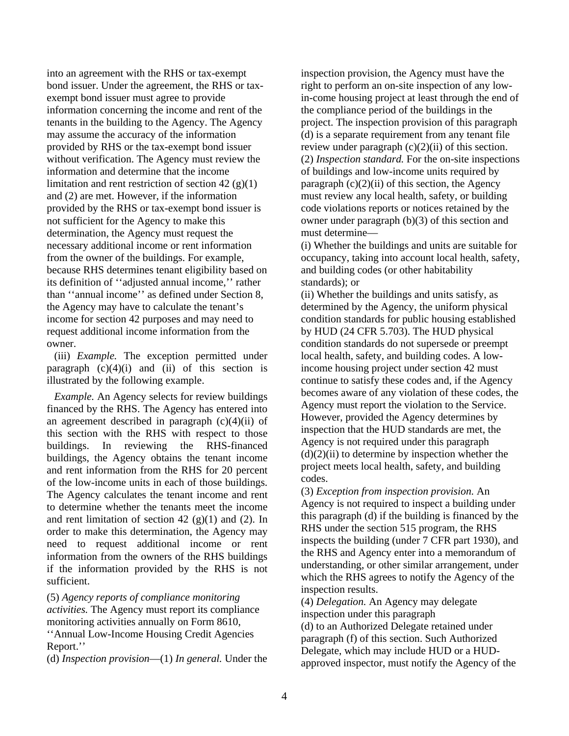into an agreement with the RHS or tax-exempt bond issuer. Under the agreement, the RHS or tax-exempt bond issuer must agree to provide information concerning the income and rent of the tenants in the building to the Agency. The Agency may assume the accuracy of the information provided by RHS or the tax-exempt bond issuer without verification. The Agency must review the information and determine that the income limitation and rent restriction of section 42 (g)(1) and (2) are met. However, if the information provided by the RHS or tax-exempt bond issuer is not sufficient for the Agency to make this determination, the Agency must request the necessary additional income or rent information from the owner of the buildings. For example, because RHS determines tenant eligibility based on its definition of ''adjusted annual income,'' rather than ''annual income'' as defined under Section 8, the Agency may have to calculate the tenant's income for section 42 purposes and may need to request additional income information from the owner.

(iii) *Example.* The exception permitted under paragraph (c)(4)(i) and (ii) of this section is illustrated by the following example.

*Example.* An Agency selects for review buildings financed by the RHS. The Agency has entered into an agreement described in paragraph (c)(4)(ii) of this section with the RHS with respect to those buildings. In reviewing the RHS-financed buildings, the Agency obtains the tenant income and rent information from the RHS for 20 percent of the low-income units in each of those buildings. The Agency calculates the tenant income and rent to determine whether the tenants meet the income and rent limitation of section 42 (g)(1) and (2). In order to make this determination, the Agency may need to request additional income or rent information from the owners of the RHS buildings if the information provided by the RHS is not sufficient.

(5) *Agency reports of compliance monitoring activities.* The Agency must report its compliance monitoring activities annually on Form 8610, ''Annual Low-Income Housing Credit Agencies Report.''

(d) *Inspection provision*—(1) *In general.* Under the inspection provision, the Agency must have the right to perform an on-site inspection of any low-in-come housing project at least through the end of the compliance period of the buildings in the project. The inspection provision of this paragraph (d) is a separate requirement from any tenant file review under paragraph (c)(2)(ii) of this section.

(2) *Inspection standard.* For the on-site inspections of buildings and low-income units required by paragraph (c)(2)(ii) of this section, the Agency must review any local health, safety, or building code violations reports or notices retained by the owner under paragraph (b)(3) of this section and must determine—

(i) Whether the buildings and units are suitable for occupancy, taking into account local health, safety, and building codes (or other habitability standards); or

(ii) Whether the buildings and units satisfy, as determined by the Agency, the uniform physical condition standards for public housing established by HUD (24 CFR 5.703). The HUD physical condition standards do not supersede or preempt local health, safety, and building codes. A low-income housing project under section 42 must continue to satisfy these codes and, if the Agency becomes aware of any violation of these codes, the Agency must report the violation to the Service. However, provided the Agency determines by inspection that the HUD standards are met, the Agency is not required under this paragraph (d)(2)(ii) to determine by inspection whether the project meets local health, safety, and building codes.

(3) *Exception from inspection provision.* An Agency is not required to inspect a building under this paragraph (d) if the building is financed by the RHS under the section 515 program, the RHS inspects the building (under 7 CFR part 1930), and the RHS and Agency enter into a memorandum of understanding, or other similar arrangement, under which the RHS agrees to notify the Agency of the inspection results.

(4) *Delegation.* An Agency may delegate inspection under this paragraph (d) to an Authorized Delegate retained under paragraph (f) of this section. Such Authorized Delegate, which may include HUD or a HUD-approved inspector, must notify the Agency of the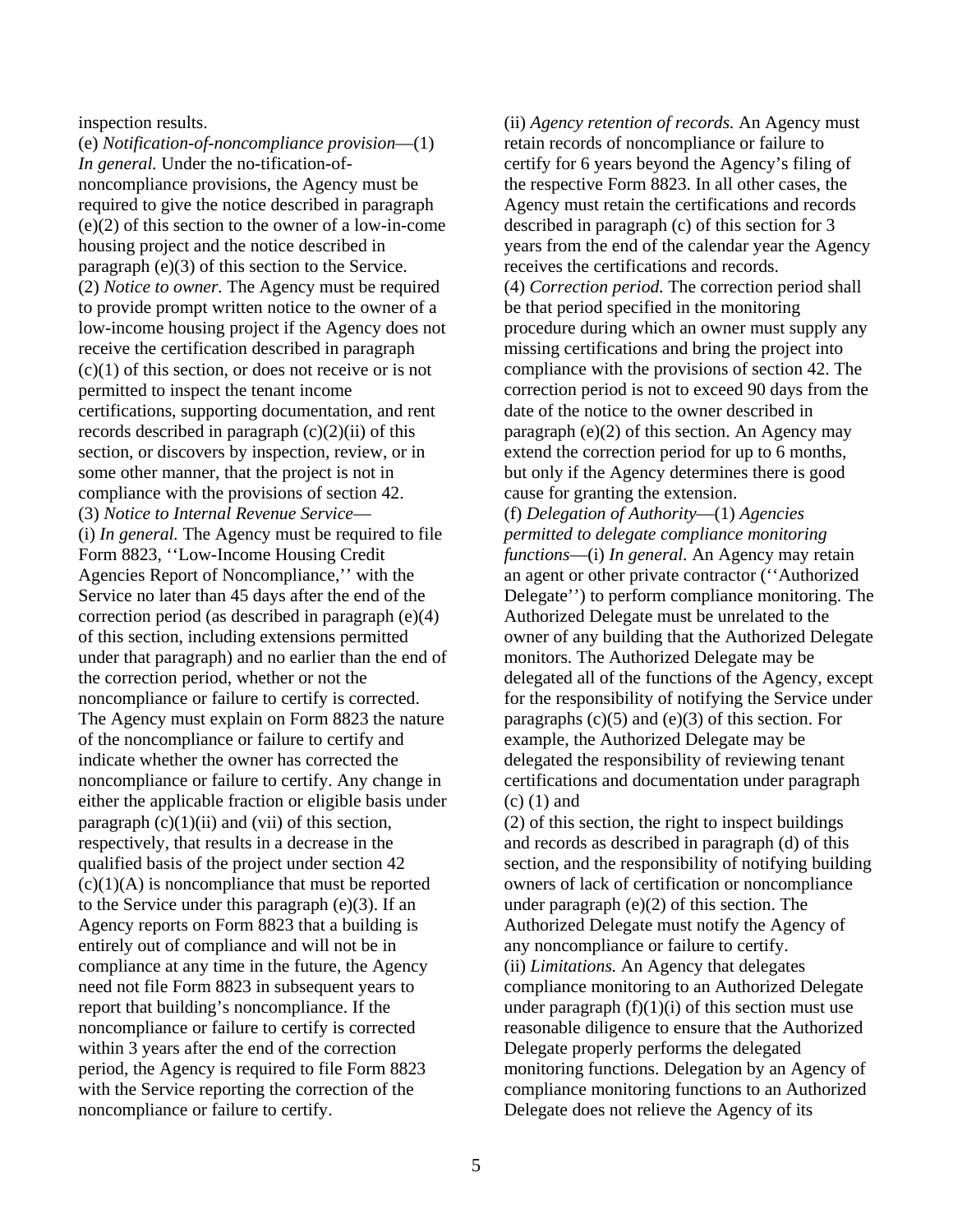inspection results.

(e) *Notification-of-noncompliance provision*—(1) *In general.* Under the no-tification-of-noncompliance provisions, the Agency must be required to give the notice described in paragraph (e)(2) of this section to the owner of a low-in-come housing project and the notice described in paragraph (e)(3) of this section to the Service.

(2) *Notice to owner.* The Agency must be required to provide prompt written notice to the owner of a low-income housing project if the Agency does not receive the certification described in paragraph (c)(1) of this section, or does not receive or is not permitted to inspect the tenant income certifications, supporting documentation, and rent records described in paragraph (c)(2)(ii) of this section, or discovers by inspection, review, or in some other manner, that the project is not in compliance with the provisions of section 42.

(3) *Notice to Internal Revenue Service*—(i) *In general.* The Agency must be required to file Form 8823, ''Low-Income Housing Credit Agencies Report of Noncompliance,'' with the Service no later than 45 days after the end of the correction period (as described in paragraph (e)(4) of this section, including extensions permitted under that paragraph) and no earlier than the end of the correction period, whether or not the noncompliance or failure to certify is corrected. The Agency must explain on Form 8823 the nature of the noncompliance or failure to certify and indicate whether the owner has corrected the noncompliance or failure to certify. Any change in either the applicable fraction or eligible basis under paragraph (c)(1)(ii) and (vii) of this section, respectively, that results in a decrease in the qualified basis of the project under section 42 (c)(1)(A) is noncompliance that must be reported to the Service under this paragraph (e)(3). If an Agency reports on Form 8823 that a building is entirely out of compliance and will not be in compliance at any time in the future, the Agency need not file Form 8823 in subsequent years to report that building's noncompliance. If the noncompliance or failure to certify is corrected within 3 years after the end of the correction period, the Agency is required to file Form 8823 with the Service reporting the correction of the noncompliance or failure to certify.

(ii) *Agency retention of records.* An Agency must retain records of noncompliance or failure to certify for 6 years beyond the Agency's filing of the respective Form 8823. In all other cases, the Agency must retain the certifications and records described in paragraph (c) of this section for 3 years from the end of the calendar year the Agency receives the certifications and records.

(4) *Correction period.* The correction period shall be that period specified in the monitoring procedure during which an owner must supply any missing certifications and bring the project into compliance with the provisions of section 42. The correction period is not to exceed 90 days from the date of the notice to the owner described in paragraph (e)(2) of this section. An Agency may extend the correction period for up to 6 months, but only if the Agency determines there is good cause for granting the extension.

(f) *Delegation of Authority*—(1) *Agencies permitted to delegate compliance monitoring functions*—(i) *In general*. An Agency may retain an agent or other private contractor (''Authorized Delegate'') to perform compliance monitoring. The Authorized Delegate must be unrelated to the owner of any building that the Authorized Delegate monitors. The Authorized Delegate may be delegated all of the functions of the Agency, except for the responsibility of notifying the Service under paragraphs (c)(5) and (e)(3) of this section. For example, the Authorized Delegate may be delegated the responsibility of reviewing tenant certifications and documentation under paragraph (c) (1) and (2) of this section, the right to inspect buildings and records as described in paragraph (d) of this section, and the responsibility of notifying building owners of lack of certification or noncompliance under paragraph (e)(2) of this section. The Authorized Delegate must notify the Agency of any noncompliance or failure to certify.

(ii) *Limitations.* An Agency that delegates compliance monitoring to an Authorized Delegate under paragraph (f)(1)(i) of this section must use reasonable diligence to ensure that the Authorized Delegate properly performs the delegated monitoring functions. Delegation by an Agency of compliance monitoring functions to an Authorized Delegate does not relieve the Agency of its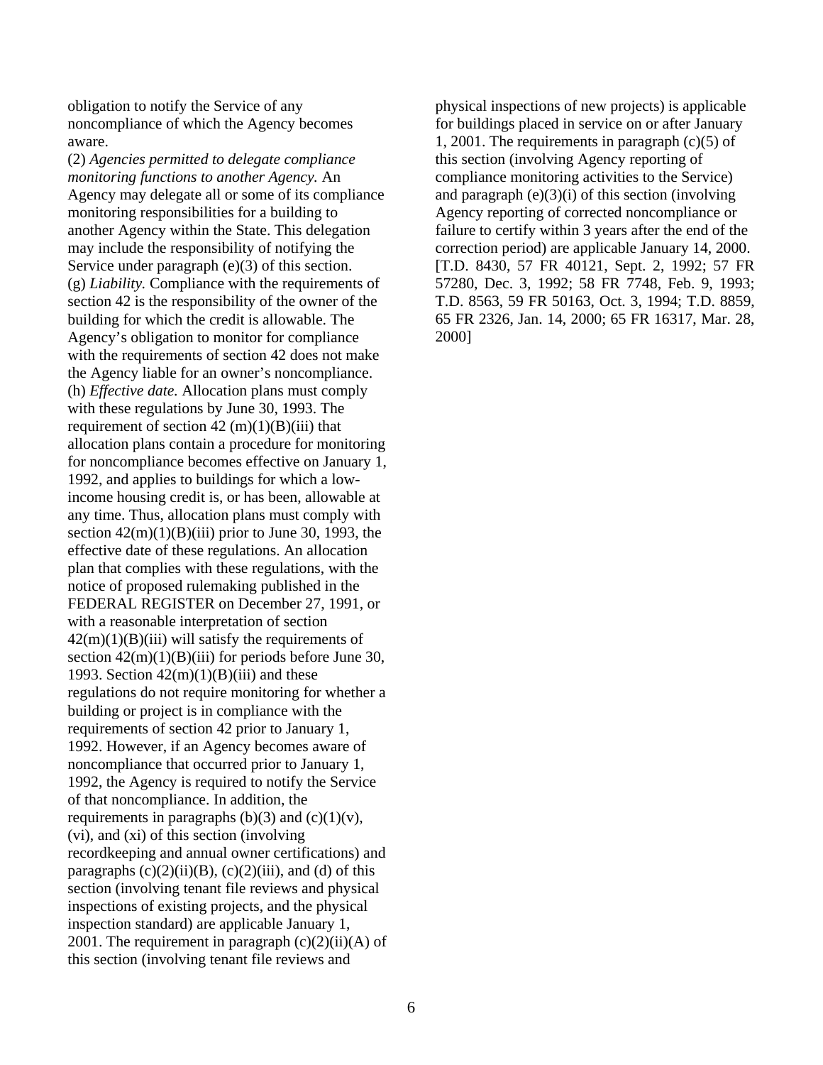obligation to notify the Service of any noncompliance of which the Agency becomes aware.

(2) *Agencies permitted to delegate compliance monitoring functions to another Agency.* An Agency may delegate all or some of its compliance monitoring responsibilities for a building to another Agency within the State. This delegation may include the responsibility of notifying the Service under paragraph (e)(3) of this section.

(g) *Liability.* Compliance with the requirements of section 42 is the responsibility of the owner of the building for which the credit is allowable. The Agency's obligation to monitor for compliance with the requirements of section 42 does not make the Agency liable for an owner's noncompliance.

(h) *Effective date.* Allocation plans must comply with these regulations by June 30, 1993. The requirement of section 42 (m)(1)(B)(iii) that allocation plans contain a procedure for monitoring for noncompliance becomes effective on January 1, 1992, and applies to buildings for which a low-income housing credit is, or has been, allowable at any time. Thus, allocation plans must comply with section 42(m)(1)(B)(iii) prior to June 30, 1993, the effective date of these regulations. An allocation plan that complies with these regulations, with the notice of proposed rulemaking published in the FEDERAL REGISTER on December 27, 1991, or with a reasonable interpretation of section 42(m)(1)(B)(iii) will satisfy the requirements of section 42(m)(1)(B)(iii) for periods before June 30, 1993. Section 42(m)(1)(B)(iii) and these regulations do not require monitoring for whether a building or project is in compliance with the requirements of section 42 prior to January 1, 1992. However, if an Agency becomes aware of noncompliance that occurred prior to January 1, 1992, the Agency is required to notify the Service of that noncompliance. In addition, the requirements in paragraphs (b)(3) and (c)(1)(v), (vi), and (xi) of this section (involving recordkeeping and annual owner certifications) and paragraphs (c)(2)(ii)(B), (c)(2)(iii), and (d) of this section (involving tenant file reviews and physical inspections of existing projects, and the physical inspection standard) are applicable January 1, 2001. The requirement in paragraph (c)(2)(ii)(A) of this section (involving tenant file reviews and physical inspections of new projects) is applicable for buildings placed in service on or after January 1, 2001. The requirements in paragraph (c)(5) of this section (involving Agency reporting of compliance monitoring activities to the Service) and paragraph (e)(3)(i) of this section (involving Agency reporting of corrected noncompliance or failure to certify within 3 years after the end of the correction period) are applicable January 14, 2000.

[T.D. 8430, 57 FR 40121, Sept. 2, 1992; 57 FR 57280, Dec. 3, 1992; 58 FR 7748, Feb. 9, 1993; T.D. 8563, 59 FR 50163, Oct. 3, 1994; T.D. 8859, 65 FR 2326, Jan. 14, 2000; 65 FR 16317, Mar. 28, 2000]